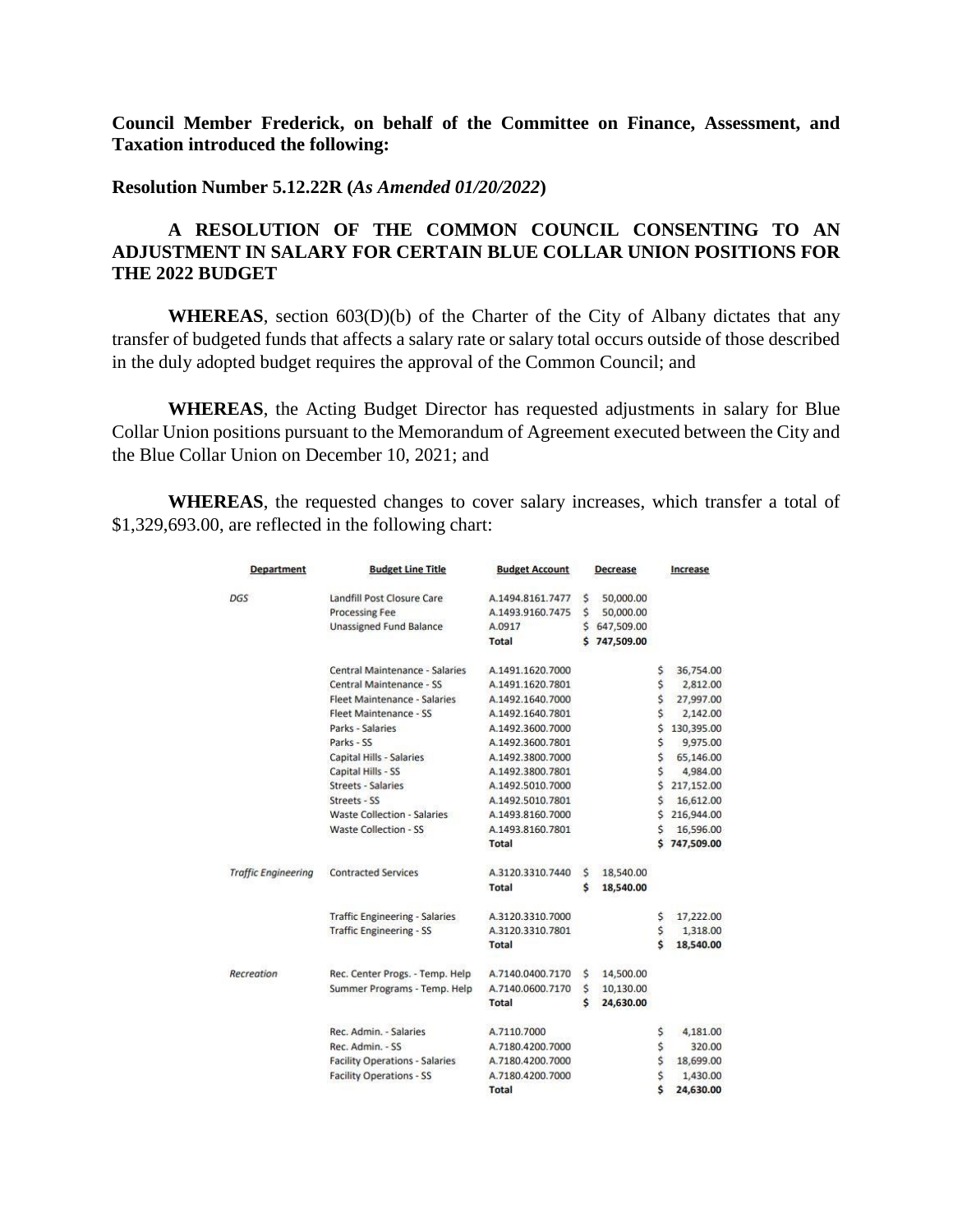**Council Member Frederick, on behalf of the Committee on Finance, Assessment, and Taxation introduced the following:**

**Resolution Number 5.12.22R (*As Amended 01/20/2022*)**

**A RESOLUTION OF THE COMMON COUNCIL CONSENTING TO AN ADJUSTMENT IN SALARY FOR CERTAIN BLUE COLLAR UNION POSITIONS FOR THE 2022 BUDGET**

**WHEREAS**, section 603(D)(b) of the Charter of the City of Albany dictates that any transfer of budgeted funds that affects a salary rate or salary total occurs outside of those described in the duly adopted budget requires the approval of the Common Council; and

**WHEREAS**, the Acting Budget Director has requested adjustments in salary for Blue Collar Union positions pursuant to the Memorandum of Agreement executed between the City and the Blue Collar Union on December 10, 2021; and

**WHEREAS**, the requested changes to cover salary increases, which transfer a total of $1,329,693.00, are reflected in the following chart:

| Department | Budget Line Title | Budget Account | Decrease | Increase |
|---|---|---|---|---|
| *DGS* | Landfill Post Closure Care | A.1494.8161.7477 | $ 50,000.00 | |
| | Processing Fee | A.1493.9160.7475 | $ 50,000.00 | |
| | Unassigned Fund Balance | A.0917 | $ 647,509.00 | |
| | | **Total** | **$ 747,509.00** | |
| | Central Maintenance - Salaries | A.1491.1620.7000 | | $ 36,754.00 |
| | Central Maintenance - SS | A.1491.1620.7801 | | $ 2,812.00 |
| | Fleet Maintenance - Salaries | A.1492.1640.7000 | | $ 27,997.00 |
| | Fleet Maintenance - SS | A.1492.1640.7801 | | $ 2,142.00 |
| | Parks - Salaries | A.1492.3600.7000 | | $ 130,395.00 |
| | Parks - SS | A.1492.3600.7801 | | $ 9,975.00 |
| | Capital Hills - Salaries | A.1492.3800.7000 | | $ 65,146.00 |
| | Capital Hills - SS | A.1492.3800.7801 | | $ 4,984.00 |
| | Streets - Salaries | A.1492.5010.7000 | | $ 217,152.00 |
| | Streets - SS | A.1492.5010.7801 | | $ 16,612.00 |
| | Waste Collection - Salaries | A.1493.8160.7000 | | $ 216,944.00 |
| | Waste Collection - SS | A.1493.8160.7801 | | $ 16,596.00 |
| | | **Total** | | **$ 747,509.00** |
| *Traffic Engineering* | Contracted Services | A.3120.3310.7440 | $ 18,540.00 | |
| | | **Total** | **$ 18,540.00** | |
| | Traffic Engineering - Salaries | A.3120.3310.7000 | | $ 17,222.00 |
| | Traffic Engineering - SS | A.3120.3310.7801 | | $ 1,318.00 |
| | | **Total** | | **$ 18,540.00** |
| *Recreation* | Rec. Center Progs. - Temp. Help | A.7140.0400.7170 | $ 14,500.00 | |
| | Summer Programs - Temp. Help | A.7140.0600.7170 | $ 10,130.00 | |
| | | **Total** | **$ 24,630.00** | |
| | Rec. Admin. - Salaries | A.7110.7000 | | $ 4,181.00 |
| | Rec. Admin. - SS | A.7180.4200.7000 | | $ 320.00 |
| | Facility Operations - Salaries | A.7180.4200.7000 | | $ 18,699.00 |
| | Facility Operations - SS | A.7180.4200.7000 | | $ 1,430.00 |
| | | **Total** | | **$ 24,630.00** |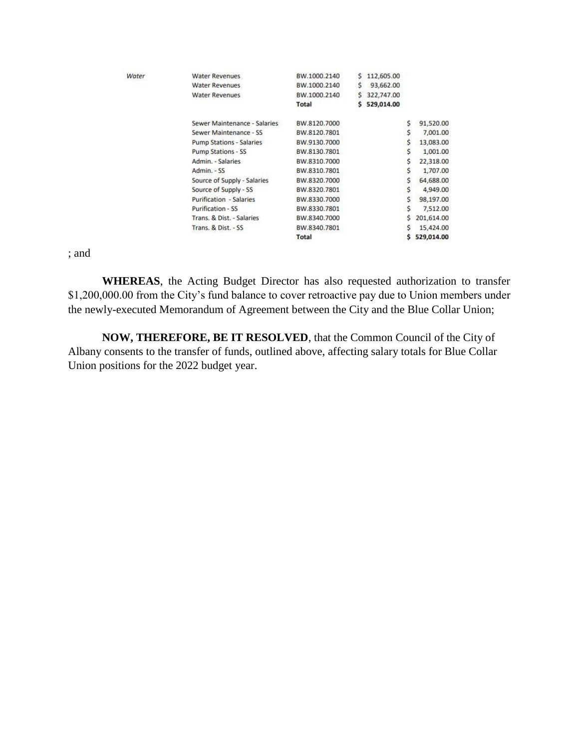| | | | | |
|---|---|---|---|---|
| *Water* | Water Revenues | BW.1000.2140 | $ 112,605.00 | |
| | Water Revenues | BW.1000.2140 | $ 93,662.00 | |
| | Water Revenues | BW.1000.2140 | $ 322,747.00 | |
| | | **Total** | **$ 529,014.00** | |
| | Sewer Maintenance - Salaries | BW.8120.7000 | | $ 91,520.00 |
| | Sewer Maintenance - SS | BW.8120.7801 | | $ 7,001.00 |
| | Pump Stations - Salaries | BW.9130.7000 | | $ 13,083.00 |
| | Pump Stations - SS | BW.8130.7801 | | $ 1,001.00 |
| | Admin. - Salaries | BW.8310.7000 | | $ 22,318.00 |
| | Admin. - SS | BW.8310.7801 | | $ 1,707.00 |
| | Source of Supply - Salaries | BW.8320.7000 | | $ 64,688.00 |
| | Source of Supply - SS | BW.8320.7801 | | $ 4,949.00 |
| | Purification - Salaries | BW.8330.7000 | | $ 98,197.00 |
| | Purification - SS | BW.8330.7801 | | $ 7,512.00 |
| | Trans. & Dist. - Salaries | BW.8340.7000 | | $ 201,614.00 |
| | Trans. & Dist. - SS | BW.8340.7801 | | $ 15,424.00 |
| | | **Total** | | **$ 529,014.00** |

; and

**WHEREAS**, the Acting Budget Director has also requested authorization to transfer $1,200,000.00 from the City's fund balance to cover retroactive pay due to Union members under the newly-executed Memorandum of Agreement between the City and the Blue Collar Union;

**NOW, THEREFORE, BE IT RESOLVED**, that the Common Council of the City of Albany consents to the transfer of funds, outlined above, affecting salary totals for Blue Collar Union positions for the 2022 budget year.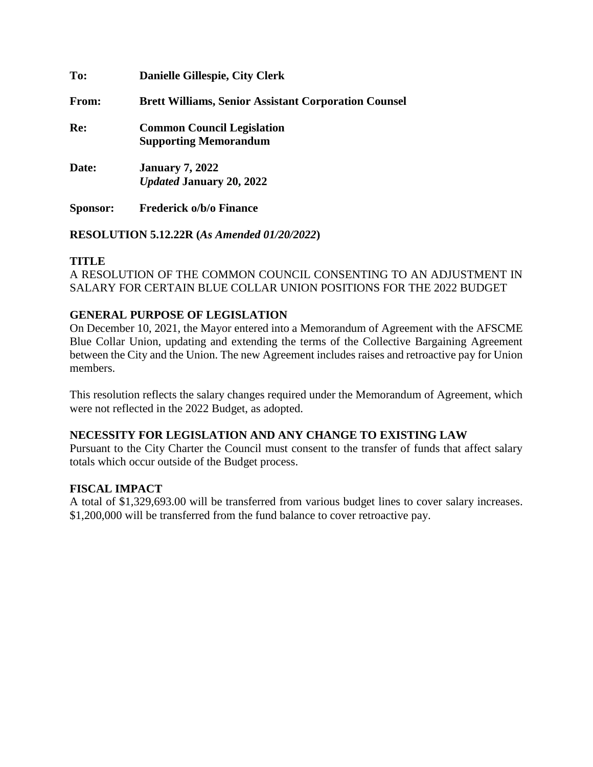**To:** **Danielle Gillespie, City Clerk**

**From:** **Brett Williams, Senior Assistant Corporation Counsel**

**Re:** **Common Council Legislation**
**Supporting Memorandum**

**Date:** **January 7, 2022**
***Updated* January 20, 2022**

**Sponsor:** **Frederick o/b/o Finance**

**RESOLUTION 5.12.22R (*As Amended 01/20/2022*)**

**TITLE**

A RESOLUTION OF THE COMMON COUNCIL CONSENTING TO AN ADJUSTMENT IN SALARY FOR CERTAIN BLUE COLLAR UNION POSITIONS FOR THE 2022 BUDGET

**GENERAL PURPOSE OF LEGISLATION**

On December 10, 2021, the Mayor entered into a Memorandum of Agreement with the AFSCME Blue Collar Union, updating and extending the terms of the Collective Bargaining Agreement between the City and the Union. The new Agreement includes raises and retroactive pay for Union members.

This resolution reflects the salary changes required under the Memorandum of Agreement, which were not reflected in the 2022 Budget, as adopted.

**NECESSITY FOR LEGISLATION AND ANY CHANGE TO EXISTING LAW**

Pursuant to the City Charter the Council must consent to the transfer of funds that affect salary totals which occur outside of the Budget process.

**FISCAL IMPACT**

A total of $1,329,693.00 will be transferred from various budget lines to cover salary increases. $1,200,000 will be transferred from the fund balance to cover retroactive pay.